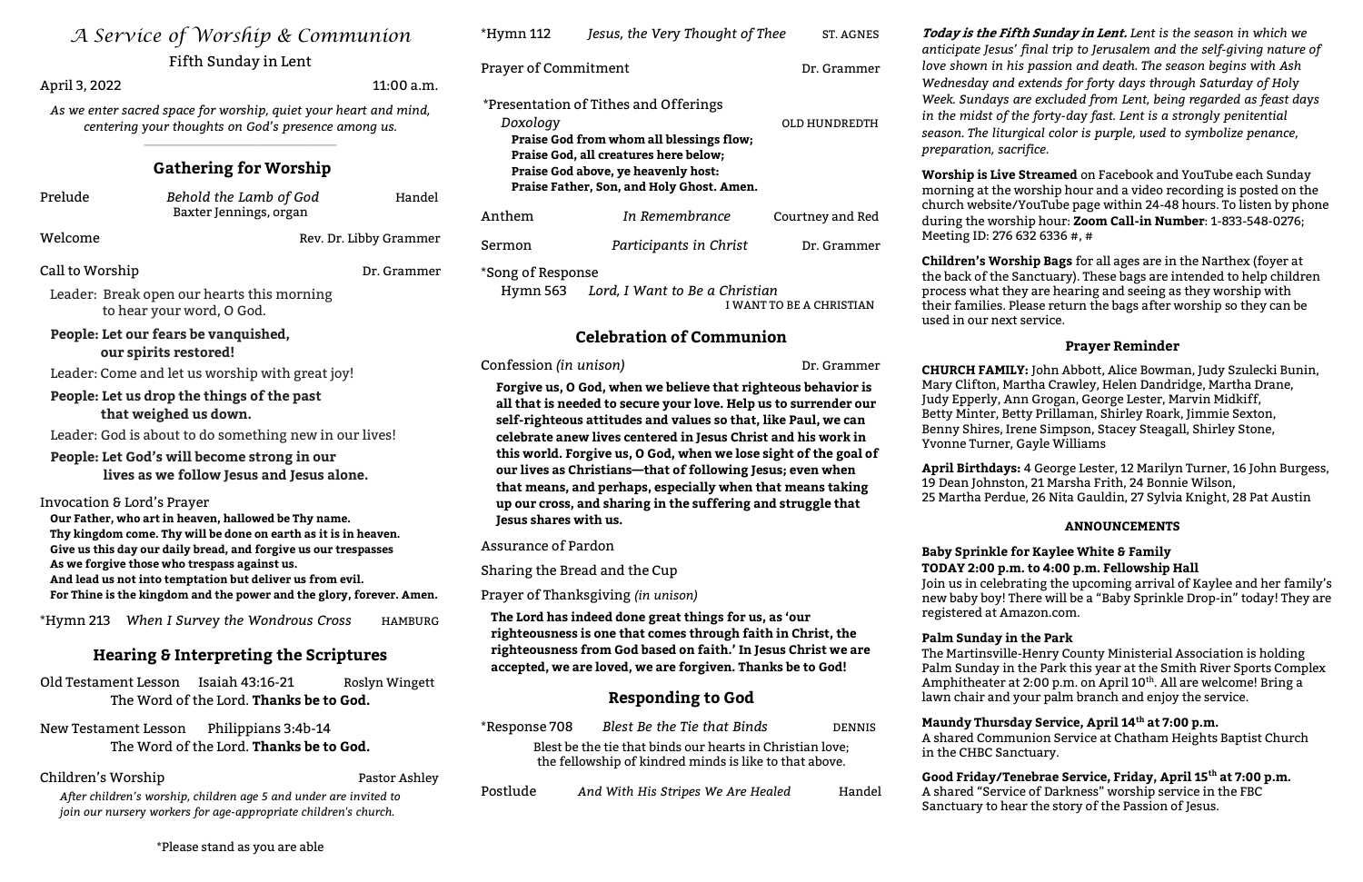# *A Service of Worship & Communion*

Fifth Sunday in Lent

April 3, 2022 — 11:00 a.m.

*As we enter sacred space for worship, quiet your heart and mind, centering your thoughts on God's presence among us.*

## Gathering for Worship

Prelude — *Behold the Lamb of God* — Handel
Baxter Jennings, organ

Welcome — Rev. Dr. Libby Grammer

Call to Worship — Dr. Grammer

Leader: Break open our hearts this morning to hear your word, O God.

**People: Let our fears be vanquished, our spirits restored!**

Leader: Come and let us worship with great joy!

**People: Let us drop the things of the past that weighed us down.**

Leader: God is about to do something new in our lives!

**People: Let God's will become strong in our lives as we follow Jesus and Jesus alone.**

Invocation & Lord's Prayer

**Our Father, who art in heaven, hallowed be Thy name.**
**Thy kingdom come. Thy will be done on earth as it is in heaven.**
**Give us this day our daily bread, and forgive us our trespasses**
**As we forgive those who trespass against us.**
**And lead us not into temptation but deliver us from evil.**
**For Thine is the kingdom and the power and the glory, forever. Amen.**

*Hymn 213 — *When I Survey the Wondrous Cross* — HAMBURG

## Hearing & Interpreting the Scriptures

Old Testament Lesson — Isaiah 43:16-21 — Roslyn Wingett
The Word of the Lord. **Thanks be to God.**

New Testament Lesson — Philippians 3:4b-14
The Word of the Lord. **Thanks be to God.**

Children's Worship — Pastor Ashley

*After children's worship, children age 5 and under are invited to join our nursery workers for age-appropriate children's church.*

*Hymn 112 — *Jesus, the Very Thought of Thee* — ST. AGNES

Prayer of Commitment — Dr. Grammer

*Presentation of Tithes and Offerings

*Doxology* — OLD HUNDREDTH

**Praise God from whom all blessings flow;**
**Praise God, all creatures here below;**
**Praise God above, ye heavenly host:**
**Praise Father, Son, and Holy Ghost. Amen.**

Anthem — *In Remembrance* — Courtney and Red

Sermon — *Participants in Christ* — Dr. Grammer

*Song of Response
Hymn 563 — *Lord, I Want to Be a Christian* — I WANT TO BE A CHRISTIAN

## Celebration of Communion

Confession *(in unison)* — Dr. Grammer

**Forgive us, O God, when we believe that righteous behavior is all that is needed to secure your love. Help us to surrender our self-righteous attitudes and values so that, like Paul, we can celebrate anew lives centered in Jesus Christ and his work in this world. Forgive us, O God, when we lose sight of the goal of our lives as Christians—that of following Jesus; even when that means, and perhaps, especially when that means taking up our cross, and sharing in the suffering and struggle that Jesus shares with us.**

Assurance of Pardon

Sharing the Bread and the Cup

Prayer of Thanksgiving *(in unison)*

**The Lord has indeed done great things for us, as 'our righteousness is one that comes through faith in Christ, the righteousness from God based on faith.' In Jesus Christ we are accepted, we are loved, we are forgiven. Thanks be to God!**

## Responding to God

*Response 708 — *Blest Be the Tie that Binds* — DENNIS

Blest be the tie that binds our hearts in Christian love;
the fellowship of kindred minds is like to that above.

Postlude — *And With His Stripes We Are Healed* — Handel

*Please stand as you are able

***Today is the Fifth Sunday in Lent.*** *Lent is the season in which we anticipate Jesus' final trip to Jerusalem and the self-giving nature of love shown in his passion and death. The season begins with Ash Wednesday and extends for forty days through Saturday of Holy Week. Sundays are excluded from Lent, being regarded as feast days in the midst of the forty-day fast. Lent is a strongly penitential season. The liturgical color is purple, used to symbolize penance, preparation, sacrifice.*

**Worship is Live Streamed** on Facebook and YouTube each Sunday morning at the worship hour and a video recording is posted on the church website/YouTube page within 24-48 hours. To listen by phone during the worship hour: **Zoom Call-in Number**: 1-833-548-0276; Meeting ID: 276 632 6336 #, #

**Children's Worship Bags** for all ages are in the Narthex (foyer at the back of the Sanctuary). These bags are intended to help children process what they are hearing and seeing as they worship with their families. Please return the bags after worship so they can be used in our next service.

### Prayer Reminder

**CHURCH FAMILY:** John Abbott, Alice Bowman, Judy Szulecki Bunin, Mary Clifton, Martha Crawley, Helen Dandridge, Martha Drane, Judy Epperly, Ann Grogan, George Lester, Marvin Midkiff, Betty Minter, Betty Prillaman, Shirley Roark, Jimmie Sexton, Benny Shires, Irene Simpson, Stacey Steagall, Shirley Stone, Yvonne Turner, Gayle Williams

**April Birthdays:** 4 George Lester, 12 Marilyn Turner, 16 John Burgess, 19 Dean Johnston, 21 Marsha Frith, 24 Bonnie Wilson, 25 Martha Perdue, 26 Nita Gauldin, 27 Sylvia Knight, 28 Pat Austin

### ANNOUNCEMENTS

**Baby Sprinkle for Kaylee White & Family**
**TODAY 2:00 p.m. to 4:00 p.m. Fellowship Hall**
Join us in celebrating the upcoming arrival of Kaylee and her family's new baby boy! There will be a "Baby Sprinkle Drop-in" today! They are registered at Amazon.com.

**Palm Sunday in the Park**
The Martinsville-Henry County Ministerial Association is holding Palm Sunday in the Park this year at the Smith River Sports Complex Amphitheater at 2:00 p.m. on April 10th. All are welcome! Bring a lawn chair and your palm branch and enjoy the service.

**Maundy Thursday Service, April 14th at 7:00 p.m.**
A shared Communion Service at Chatham Heights Baptist Church in the CHBC Sanctuary.

**Good Friday/Tenebrae Service, Friday, April 15th at 7:00 p.m.**
A shared "Service of Darkness" worship service in the FBC Sanctuary to hear the story of the Passion of Jesus.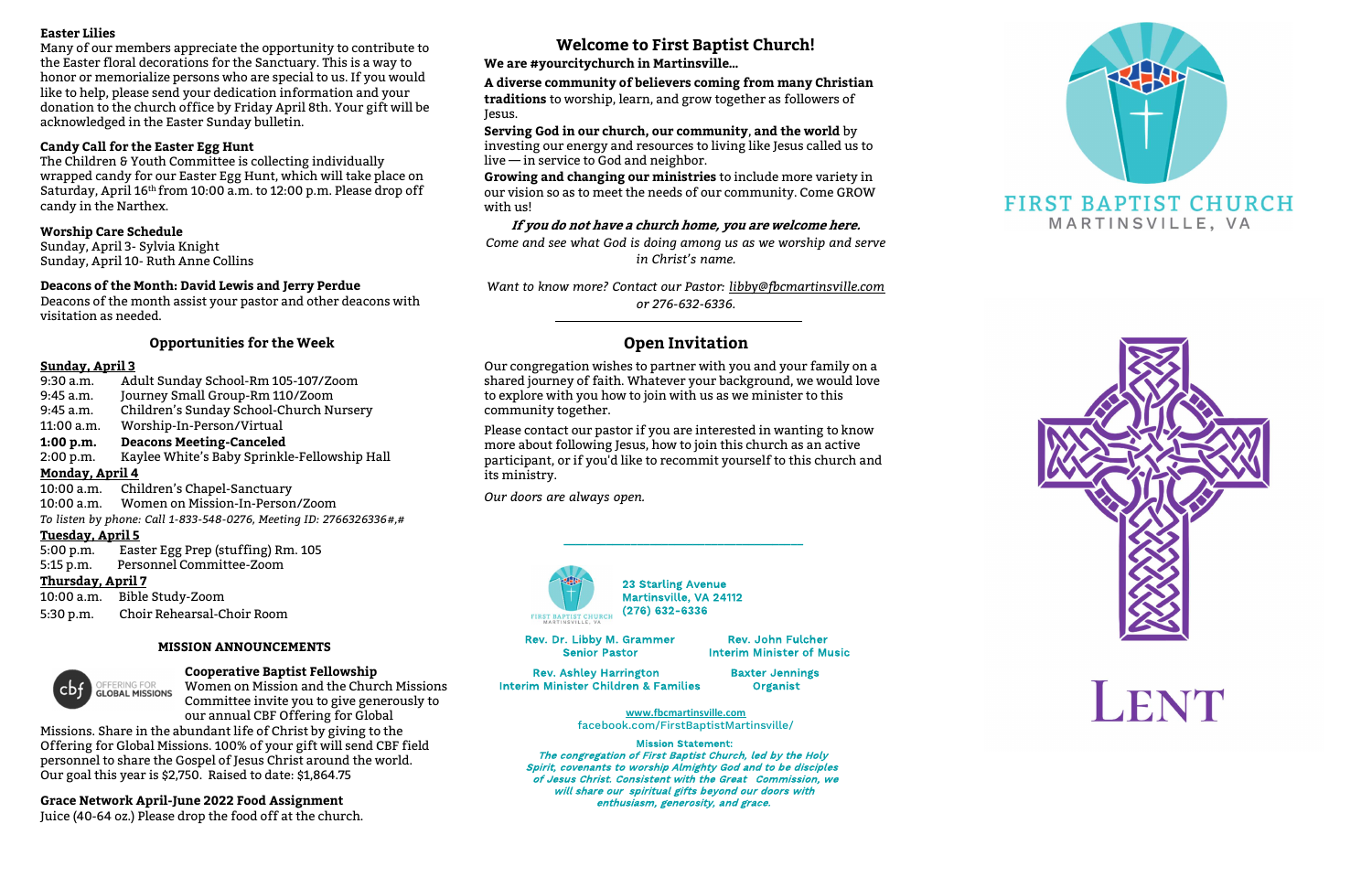**Easter Lilies**

Many of our members appreciate the opportunity to contribute to the Easter floral decorations for the Sanctuary. This is a way to honor or memorialize persons who are special to us. If you would like to help, please send your dedication information and your donation to the church office by Friday April 8th. Your gift will be acknowledged in the Easter Sunday bulletin.

**Candy Call for the Easter Egg Hunt**

The Children & Youth Committee is collecting individually wrapped candy for our Easter Egg Hunt, which will take place on Saturday, April 16th from 10:00 a.m. to 12:00 p.m. Please drop off candy in the Narthex.

**Worship Care Schedule**

Sunday, April 3- Sylvia Knight
Sunday, April 10- Ruth Anne Collins

**Deacons of the Month: David Lewis and Jerry Perdue**

Deacons of the month assist your pastor and other deacons with visitation as needed.

## Opportunities for the Week

**Sunday, April 3**

9:30 a.m. Adult Sunday School-Rm 105-107/Zoom
9:45 a.m. Journey Small Group-Rm 110/Zoom
9:45 a.m. Children's Sunday School-Church Nursery
11:00 a.m. Worship-In-Person/Virtual
**1:00 p.m. Deacons Meeting-Canceled**
2:00 p.m. Kaylee White's Baby Sprinkle-Fellowship Hall

**Monday, April 4**

10:00 a.m. Children's Chapel-Sanctuary
10:00 a.m. Women on Mission-In-Person/Zoom
*To listen by phone: Call 1-833-548-0276, Meeting ID: 2766326336#,#*

**Tuesday, April 5**

5:00 p.m. Easter Egg Prep (stuffing) Rm. 105
5:15 p.m. Personnel Committee-Zoom

**Thursday, April 7**

10:00 a.m. Bible Study-Zoom
5:30 p.m. Choir Rehearsal-Choir Room

### MISSION ANNOUNCEMENTS

**Cooperative Baptist Fellowship**

Women on Mission and the Church Missions Committee invite you to give generously to our annual CBF Offering for Global Missions. Share in the abundant life of Christ by giving to the Offering for Global Missions. 100% of your gift will send CBF field personnel to share the Gospel of Jesus Christ around the world. Our goal this year is $2,750. Raised to date: $1,864.75

**Grace Network April-June 2022 Food Assignment**

Juice (40-64 oz.) Please drop the food off at the church.

## Welcome to First Baptist Church!

**We are #yourcitychurch in Martinsville…**

**A diverse community of believers coming from many Christian traditions** to worship, learn, and grow together as followers of Jesus.

**Serving God in our church, our community, and the world** by investing our energy and resources to living like Jesus called us to live — in service to God and neighbor.

**Growing and changing our ministries** to include more variety in our vision so as to meet the needs of our community. Come GROW with us!

***If you do not have a church home, you are welcome here.***

*Come and see what God is doing among us as we worship and serve in Christ's name.*

*Want to know more? Contact our Pastor: libby@fbcmartinsville.com or 276-632-6336.*

## Open Invitation

Our congregation wishes to partner with you and your family on a shared journey of faith. Whatever your background, we would love to explore with you how to join with us as we minister to this community together.

Please contact our pastor if you are interested in wanting to know more about following Jesus, how to join this church as an active participant, or if you'd like to recommit yourself to this church and its ministry.

*Our doors are always open.*

23 Starling Avenue
Martinsville, VA 24112
(276) 632-6336

Rev. Dr. Libby M. Grammer, Senior Pastor
Rev. John Fulcher, Interim Minister of Music
Rev. Ashley Harrington, Interim Minister Children & Families
Baxter Jennings, Organist

www.fbcmartinsville.com
facebook.com/FirstBaptistMartinsville/

**Mission Statement:**

*The congregation of First Baptist Church, led by the Holy Spirit, covenants to worship Almighty God and to be disciples of Jesus Christ. Consistent with the Great Commission, we will share our spiritual gifts beyond our doors with enthusiasm, generosity, and grace.*

FIRST BAPTIST CHURCH
MARTINSVILLE, VA

# LENT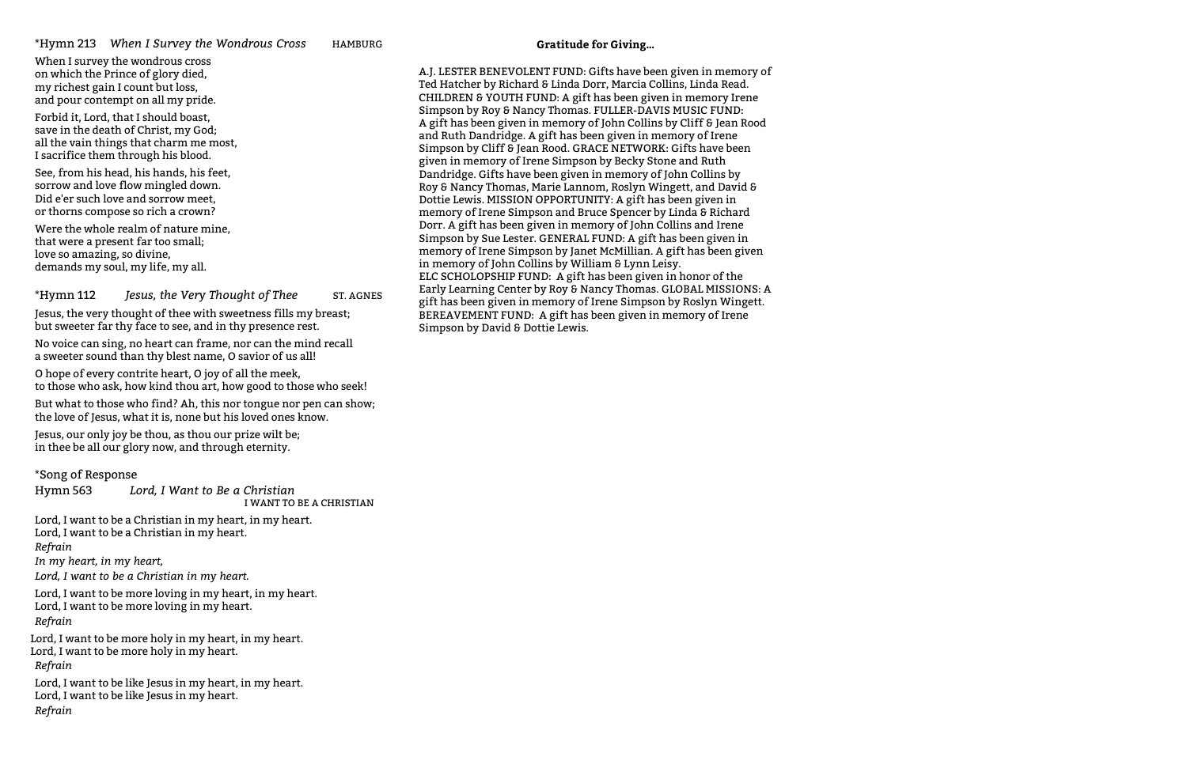*Hymn 213 *When I Survey the Wondrous Cross* HAMBURG

When I survey the wondrous cross
on which the Prince of glory died,
my richest gain I count but loss,
and pour contempt on all my pride.

Forbid it, Lord, that I should boast,
save in the death of Christ, my God;
all the vain things that charm me most,
I sacrifice them through his blood.

See, from his head, his hands, his feet,
sorrow and love flow mingled down.
Did e'er such love and sorrow meet,
or thorns compose so rich a crown?

Were the whole realm of nature mine,
that were a present far too small;
love so amazing, so divine,
demands my soul, my life, my all.

*Hymn 112 *Jesus, the Very Thought of Thee* ST. AGNES

Jesus, the very thought of thee with sweetness fills my breast;
but sweeter far thy face to see, and in thy presence rest.

No voice can sing, no heart can frame, nor can the mind recall
a sweeter sound than thy blest name, O savior of us all!

O hope of every contrite heart, O joy of all the meek,
to those who ask, how kind thou art, how good to those who seek!

But what to those who find? Ah, this nor tongue nor pen can show;
the love of Jesus, what it is, none but his loved ones know.

Jesus, our only joy be thou, as thou our prize wilt be;
in thee be all our glory now, and through eternity.

*Song of Response
Hymn 563 *Lord, I Want to Be a Christian*
I WANT TO BE A CHRISTIAN

Lord, I want to be a Christian in my heart, in my heart.
Lord, I want to be a Christian in my heart.
*Refrain*
*In my heart, in my heart,*
*Lord, I want to be a Christian in my heart.*

Lord, I want to be more loving in my heart, in my heart.
Lord, I want to be more loving in my heart.
*Refrain*

Lord, I want to be more holy in my heart, in my heart.
Lord, I want to be more holy in my heart.
*Refrain*

Lord, I want to be like Jesus in my heart, in my heart.
Lord, I want to be like Jesus in my heart.
*Refrain*

**Gratitude for Giving…**

A.J. LESTER BENEVOLENT FUND: Gifts have been given in memory of Ted Hatcher by Richard & Linda Dorr, Marcia Collins, Linda Read. CHILDREN & YOUTH FUND: A gift has been given in memory Irene Simpson by Roy & Nancy Thomas. FULLER-DAVIS MUSIC FUND: A gift has been given in memory of John Collins by Cliff & Jean Rood and Ruth Dandridge. A gift has been given in memory of Irene Simpson by Cliff & Jean Rood. GRACE NETWORK: Gifts have been given in memory of Irene Simpson by Becky Stone and Ruth Dandridge. Gifts have been given in memory of John Collins by Roy & Nancy Thomas, Marie Lannom, Roslyn Wingett, and David & Dottie Lewis. MISSION OPPORTUNITY: A gift has been given in memory of Irene Simpson and Bruce Spencer by Linda & Richard Dorr. A gift has been given in memory of John Collins and Irene Simpson by Sue Lester. GENERAL FUND: A gift has been given in memory of Irene Simpson by Janet McMillian. A gift has been given in memory of John Collins by William & Lynn Leisy.
ELC SCHOLOPSHIP FUND: A gift has been given in honor of the Early Learning Center by Roy & Nancy Thomas. GLOBAL MISSIONS: A gift has been given in memory of Irene Simpson by Roslyn Wingett. BEREAVEMENT FUND: A gift has been given in memory of Irene Simpson by David & Dottie Lewis.